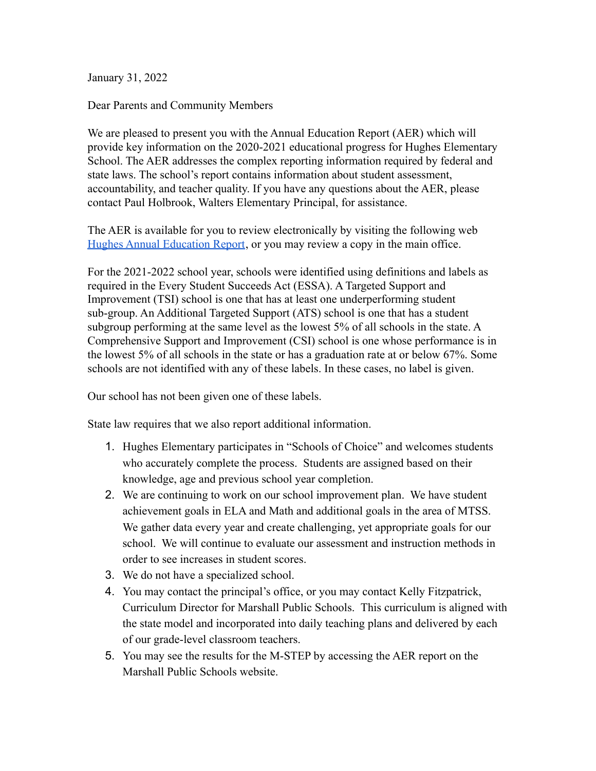January 31, 2022

Dear Parents and Community Members

We are pleased to present you with the Annual Education Report (AER) which will provide key information on the 2020-2021 educational progress for Hughes Elementary School. The AER addresses the complex reporting information required by federal and state laws. The school's report contains information about student assessment, accountability, and teacher quality. If you have any questions about the AER, please contact Paul Holbrook, Walters Elementary Principal, for assistance.

The AER is available for you to review electronically by visiting the following web Hughes Annual Education Report, or you may review a copy in the main office.

For the 2021-2022 school year, schools were identified using definitions and labels as required in the Every Student Succeeds Act (ESSA). A Targeted Support and Improvement (TSI) school is one that has at least one underperforming student sub-group. An Additional Targeted Support (ATS) school is one that has a student subgroup performing at the same level as the lowest 5% of all schools in the state. A Comprehensive Support and Improvement (CSI) school is one whose performance is in the lowest 5% of all schools in the state or has a graduation rate at or below 67%. Some schools are not identified with any of these labels. In these cases, no label is given.

Our school has not been given one of these labels.

State law requires that we also report additional information.

1. Hughes Elementary participates in "Schools of Choice" and welcomes students who accurately complete the process. Students are assigned based on their knowledge, age and previous school year completion.
2. We are continuing to work on our school improvement plan. We have student achievement goals in ELA and Math and additional goals in the area of MTSS. We gather data every year and create challenging, yet appropriate goals for our school. We will continue to evaluate our assessment and instruction methods in order to see increases in student scores.
3. We do not have a specialized school.
4. You may contact the principal's office, or you may contact Kelly Fitzpatrick, Curriculum Director for Marshall Public Schools. This curriculum is aligned with the state model and incorporated into daily teaching plans and delivered by each of our grade-level classroom teachers.
5. You may see the results for the M-STEP by accessing the AER report on the Marshall Public Schools website.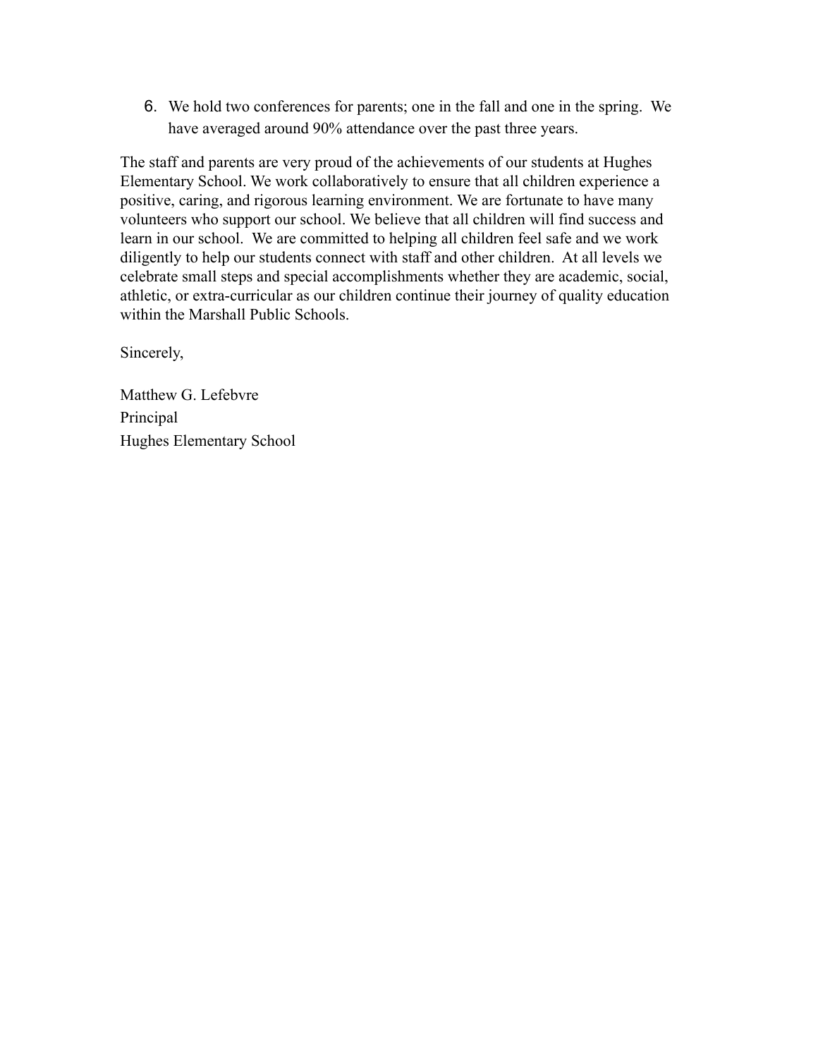6. We hold two conferences for parents; one in the fall and one in the spring. We have averaged around 90% attendance over the past three years.

The staff and parents are very proud of the achievements of our students at Hughes Elementary School. We work collaboratively to ensure that all children experience a positive, caring, and rigorous learning environment. We are fortunate to have many volunteers who support our school. We believe that all children will find success and learn in our school. We are committed to helping all children feel safe and we work diligently to help our students connect with staff and other children. At all levels we celebrate small steps and special accomplishments whether they are academic, social, athletic, or extra-curricular as our children continue their journey of quality education within the Marshall Public Schools.

Sincerely,

Matthew G. Lefebvre
Principal
Hughes Elementary School